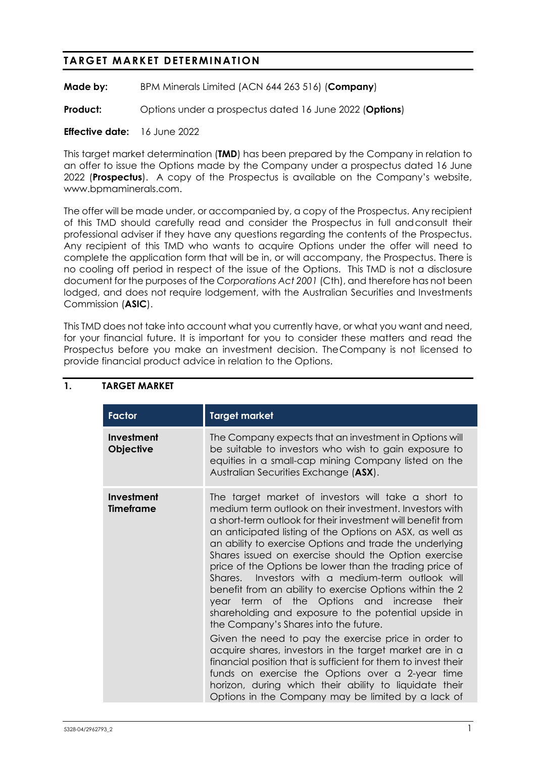# TARGET MARKET DETERMINATION

**Made by:** BPM Minerals Limited (ACN 644 263 516) (**Company**)

**Product:** Options under a prospectus dated 16 June 2022 (**Options**)

**Effective date:** 16 June 2022

This target market determination (**TMD**) has been prepared by the Company in relation to an offer to issue the Options made by the Company under a prospectus dated 16 June 2022 (**Prospectus**). A copy of the Prospectus is available on the Company's website, www.bpmaminerals.com.

The offer will be made under, or accompanied by, a copy of the Prospectus. Any recipient of this TMD should carefully read and consider the Prospectus in full and consult their professional adviser if they have any questions regarding the contents of the Prospectus. Any recipient of this TMD who wants to acquire Options under the offer will need to complete the application form that will be in, or will accompany, the Prospectus. There is no cooling off period in respect of the issue of the Options. This TMD is not a disclosure document for the purposes of the *Corporations Act 2001* (Cth), and therefore has not been lodged, and does not require lodgement, with the Australian Securities and Investments Commission (**ASIC**).

This TMD does not take into account what you currently have, or what you want and need, for your financial future. It is important for you to consider these matters and read the Prospectus before you make an investment decision. The Company is not licensed to provide financial product advice in relation to the Options.

## 1. TARGET MARKET

| Factor | Target market |
| --- | --- |
| **Investment Objective** | The Company expects that an investment in Options will be suitable to investors who wish to gain exposure to equities in a small-cap mining Company listed on the Australian Securities Exchange (**ASX**). |
| **Investment Timeframe** | The target market of investors will take a short to medium term outlook on their investment. Investors with a short-term outlook for their investment will benefit from an anticipated listing of the Options on ASX, as well as an ability to exercise Options and trade the underlying Shares issued on exercise should the Option exercise price of the Options be lower than the trading price of Shares. Investors with a medium-term outlook will benefit from an ability to exercise Options within the 2 year term of the Options and increase their shareholding and exposure to the potential upside in the Company's Shares into the future.<br><br>Given the need to pay the exercise price in order to acquire shares, investors in the target market are in a financial position that is sufficient for them to invest their funds on exercise the Options over a 2-year time horizon, during which their ability to liquidate their Options in the Company may be limited by a lack of |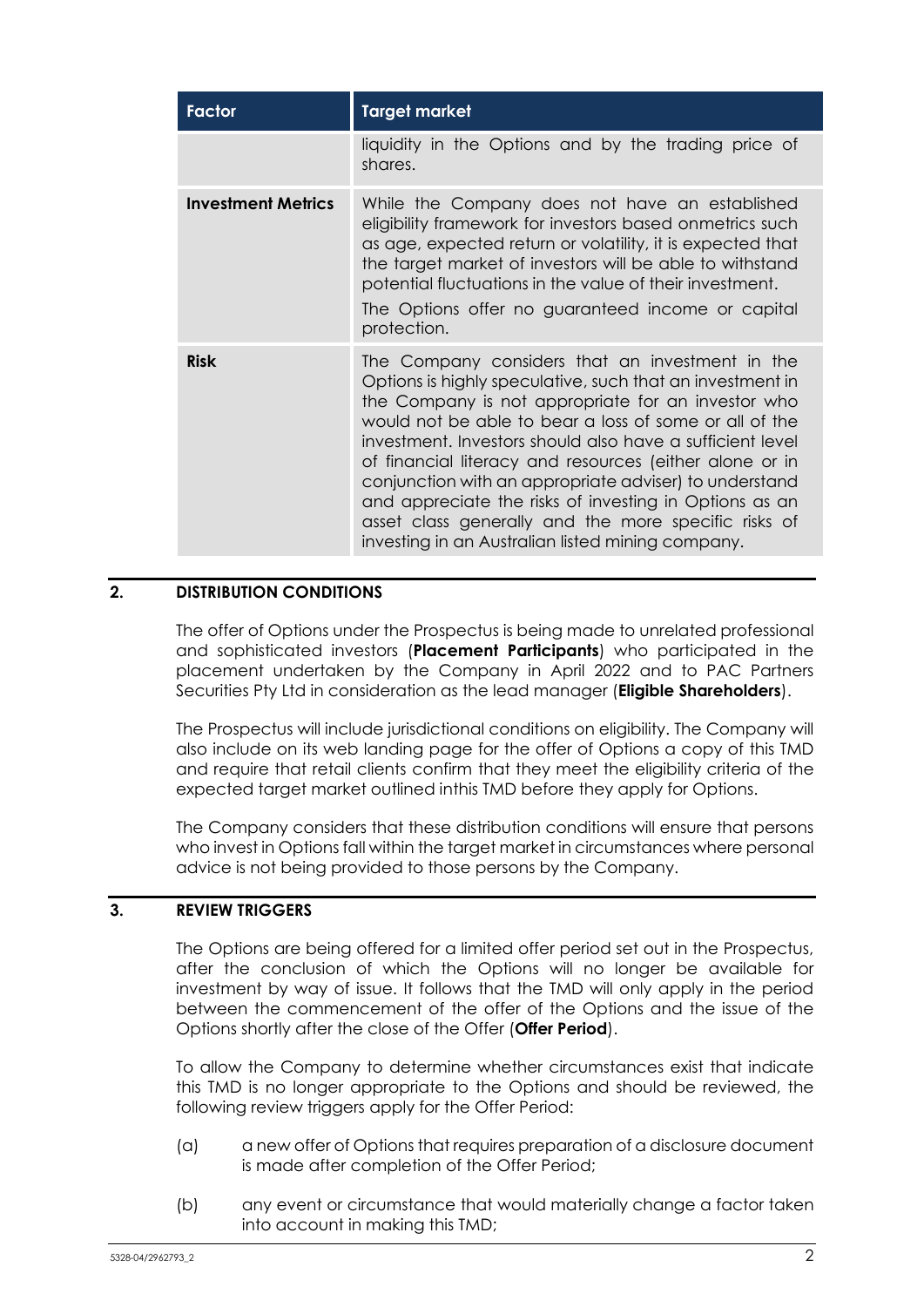| Factor | Target market |
| --- | --- |
| | liquidity in the Options and by the trading price of shares. |
| **Investment Metrics** | While the Company does not have an established eligibility framework for investors based onmetrics such as age, expected return or volatility, it is expected that the target market of investors will be able to withstand potential fluctuations in the value of their investment. The Options offer no guaranteed income or capital protection. |
| **Risk** | The Company considers that an investment in the Options is highly speculative, such that an investment in the Company is not appropriate for an investor who would not be able to bear a loss of some or all of the investment. Investors should also have a sufficient level of financial literacy and resources (either alone or in conjunction with an appropriate adviser) to understand and appreciate the risks of investing in Options as an asset class generally and the more specific risks of investing in an Australian listed mining company. |

## 2. DISTRIBUTION CONDITIONS

The offer of Options under the Prospectus is being made to unrelated professional and sophisticated investors (**Placement Participants**) who participated in the placement undertaken by the Company in April 2022 and to PAC Partners Securities Pty Ltd in consideration as the lead manager (**Eligible Shareholders**).

The Prospectus will include jurisdictional conditions on eligibility. The Company will also include on its web landing page for the offer of Options a copy of this TMD and require that retail clients confirm that they meet the eligibility criteria of the expected target market outlined inthis TMD before they apply for Options.

The Company considers that these distribution conditions will ensure that persons who invest in Options fall within the target market in circumstances where personal advice is not being provided to those persons by the Company.

## 3. REVIEW TRIGGERS

The Options are being offered for a limited offer period set out in the Prospectus, after the conclusion of which the Options will no longer be available for investment by way of issue. It follows that the TMD will only apply in the period between the commencement of the offer of the Options and the issue of the Options shortly after the close of the Offer (**Offer Period**).

To allow the Company to determine whether circumstances exist that indicate this TMD is no longer appropriate to the Options and should be reviewed, the following review triggers apply for the Offer Period:

(a) a new offer of Options that requires preparation of a disclosure document is made after completion of the Offer Period;

(b) any event or circumstance that would materially change a factor taken into account in making this TMD;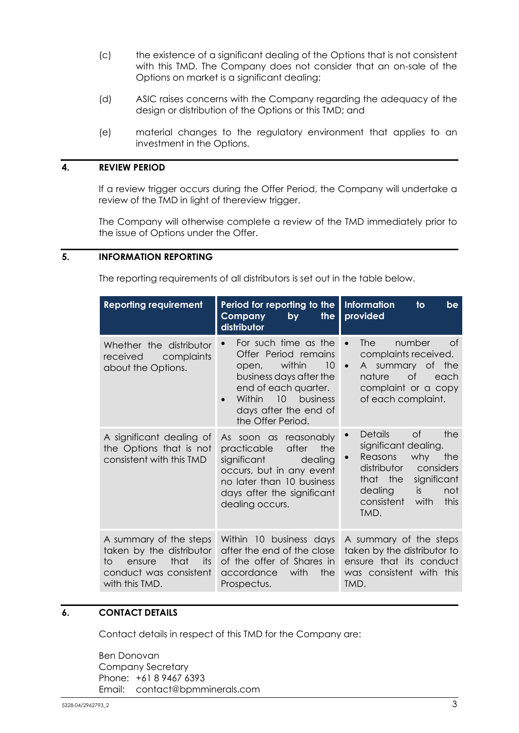(c) the existence of a significant dealing of the Options that is not consistent with this TMD. The Company does not consider that an on-sale of the Options on market is a significant dealing;

(d) ASIC raises concerns with the Company regarding the adequacy of the design or distribution of the Options or this TMD; and

(e) material changes to the regulatory environment that applies to an investment in the Options.

## 4. REVIEW PERIOD

If a review trigger occurs during the Offer Period, the Company will undertake a review of the TMD in light of thereview trigger.

The Company will otherwise complete a review of the TMD immediately prior to the issue of Options under the Offer.

## 5. INFORMATION REPORTING

The reporting requirements of all distributors is set out in the table below.

| Reporting requirement | Period for reporting to the Company by the distributor | Information to be provided |
|---|---|---|
| Whether the distributor received complaints about the Options. | • For such time as the Offer Period remains open, within 10 business days after the end of each quarter.<br>• Within 10 business days after the end of the Offer Period. | • The number of complaints received.<br>• A summary of the nature of each complaint or a copy of each complaint. |
| A significant dealing of the Options that is not consistent with this TMD | As soon as reasonably practicable after the significant dealing occurs, but in any event no later than 10 business days after the significant dealing occurs. | • Details of the significant dealing.<br>• Reasons why the distributor considers that the significant dealing is not consistent with this TMD. |
| A summary of the steps taken by the distributor to ensure that its conduct was consistent with this TMD. | Within 10 business days after the end of the close of the offer of Shares in accordance with the Prospectus. | A summary of the steps taken by the distributor to ensure that its conduct was consistent with this TMD. |

## 6. CONTACT DETAILS

Contact details in respect of this TMD for the Company are:

Ben Donovan
Company Secretary
Phone: +61 8 9467 6393
Email: contact@bpmminerals.com

5328-04/2962793_2